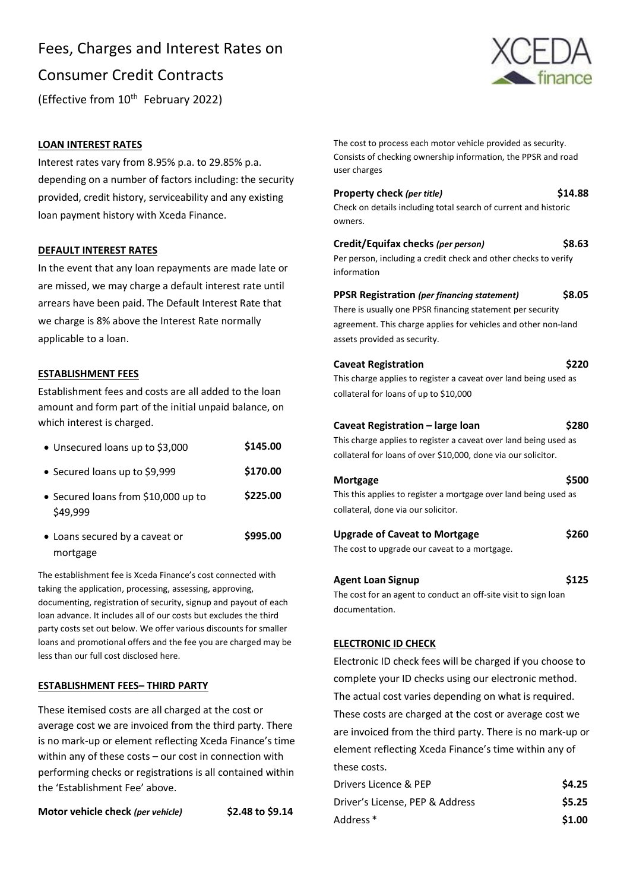# Fees, Charges and Interest Rates on Consumer Credit Contracts

(Effective from 10th February 2022)

**LOAN INTEREST RATES**

Interest rates vary from 8.95% p.a. to 29.85% p.a. depending on a number of factors including: the security provided, credit history, serviceability and any existing loan payment history with Xceda Finance.

**DEFAULT INTEREST RATES**

In the event that any loan repayments are made late or are missed, we may charge a default interest rate until arrears have been paid. The Default Interest Rate that we charge is 8% above the Interest Rate normally applicable to a loan.

**ESTABLISHMENT FEES**

Establishment fees and costs are all added to the loan amount and form part of the initial unpaid balance, on which interest is charged.

| | |
|---|---|
| • Unsecured loans up to $3,000 | **$145.00** |
| • Secured loans up to $9,999 | **$170.00** |
| • Secured loans from $10,000 up to $49,999 | **$225.00** |
| • Loans secured by a caveat or mortgage | **$995.00** |

The establishment fee is Xceda Finance's cost connected with taking the application, processing, assessing, approving, documenting, registration of security, signup and payout of each loan advance. It includes all of our costs but excludes the third party costs set out below. We offer various discounts for smaller loans and promotional offers and the fee you are charged may be less than our full cost disclosed here.

**ESTABLISHMENT FEES– THIRD PARTY**

These itemised costs are all charged at the cost or average cost we are invoiced from the third party. There is no mark-up or element reflecting Xceda Finance's time within any of these costs – our cost in connection with performing checks or registrations is all contained within the 'Establishment Fee' above.

**Motor vehicle check** ***(per vehicle)*** **$2.48 to $9.14**

The cost to process each motor vehicle provided as security. Consists of checking ownership information, the PPSR and road user charges

**Property check** ***(per title)*** **$14.88**

Check on details including total search of current and historic owners.

**Credit/Equifax checks** ***(per person)*** **$8.63**

Per person, including a credit check and other checks to verify information

**PPSR Registration** ***(per financing statement)*** **$8.05**

There is usually one PPSR financing statement per security agreement. This charge applies for vehicles and other non-land assets provided as security.

**Caveat Registration** **$220**

This charge applies to register a caveat over land being used as collateral for loans of up to $10,000

**Caveat Registration – large loan** **$280**

This charge applies to register a caveat over land being used as collateral for loans of over $10,000, done via our solicitor.

**Mortgage** **$500**

This this applies to register a mortgage over land being used as collateral, done via our solicitor.

**Upgrade of Caveat to Mortgage** **$260**

The cost to upgrade our caveat to a mortgage.

**Agent Loan Signup** **$125**

The cost for an agent to conduct an off-site visit to sign loan documentation.

**ELECTRONIC ID CHECK**

Electronic ID check fees will be charged if you choose to complete your ID checks using our electronic method. The actual cost varies depending on what is required. These costs are charged at the cost or average cost we are invoiced from the third party. There is no mark-up or element reflecting Xceda Finance's time within any of these costs.

| | |
|---|---|
| Drivers Licence & PEP | **$4.25** |
| Driver's License, PEP & Address | **$5.25** |
| Address * | **$1.00** |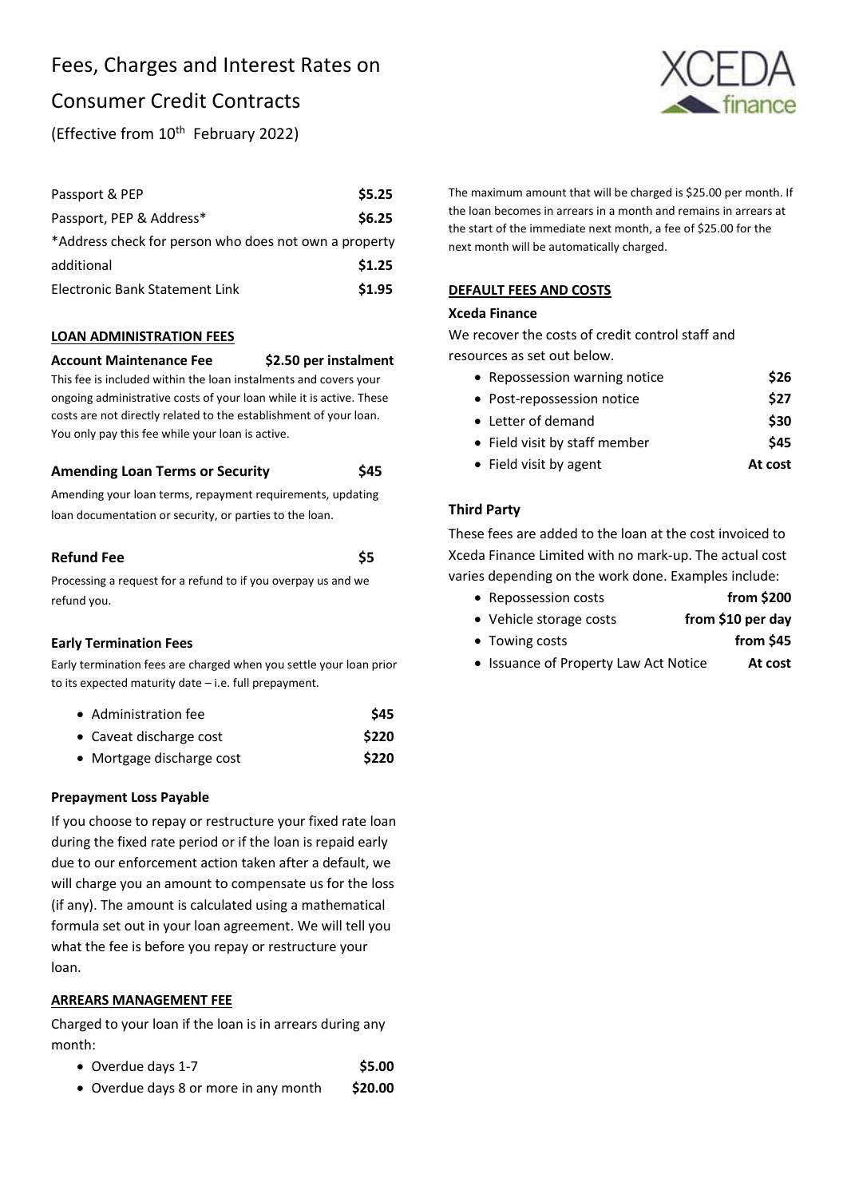// Fees, Charges and Interest Rates on Consumer Credit Contracts

# Fees, Charges and Interest Rates on Consumer Credit Contracts

(Effective from 10th February 2022)

| | |
|---|---|
| Passport & PEP | **$5.25** |
| Passport, PEP & Address* | **$6.25** |
| *Address check for person who does not own a property additional | **$1.25** |
| Electronic Bank Statement Link | **$1.95** |

## LOAN ADMINISTRATION FEES

**Account Maintenance Fee** **$2.50 per instalment**

This fee is included within the loan instalments and covers your ongoing administrative costs of your loan while it is active. These costs are not directly related to the establishment of your loan. You only pay this fee while your loan is active.

**Amending Loan Terms or Security** **$45**

Amending your loan terms, repayment requirements, updating loan documentation or security, or parties to the loan.

**Refund Fee** **$5**

Processing a request for a refund to if you overpay us and we refund you.

**Early Termination Fees**

Early termination fees are charged when you settle your loan prior to its expected maturity date – i.e. full prepayment.

- Administration fee **$45**
- Caveat discharge cost **$220**
- Mortgage discharge cost **$220**

**Prepayment Loss Payable**

If you choose to repay or restructure your fixed rate loan during the fixed rate period or if the loan is repaid early due to our enforcement action taken after a default, we will charge you an amount to compensate us for the loss (if any). The amount is calculated using a mathematical formula set out in your loan agreement. We will tell you what the fee is before you repay or restructure your loan.

## ARREARS MANAGEMENT FEE

Charged to your loan if the loan is in arrears during any month:

- Overdue days 1-7 **$5.00**
- Overdue days 8 or more in any month **$20.00**

The maximum amount that will be charged is $25.00 per month. If the loan becomes in arrears in a month and remains in arrears at the start of the immediate next month, a fee of $25.00 for the next month will be automatically charged.

## DEFAULT FEES AND COSTS

**Xceda Finance**

We recover the costs of credit control staff and resources as set out below.

- Repossession warning notice **$26**
- Post-repossession notice **$27**
- Letter of demand **$30**
- Field visit by staff member **$45**
- Field visit by agent **At cost**

**Third Party**

These fees are added to the loan at the cost invoiced to Xceda Finance Limited with no mark-up. The actual cost varies depending on the work done. Examples include:

- Repossession costs **from $200**
- Vehicle storage costs **from $10 per day**
- Towing costs **from $45**
- Issuance of Property Law Act Notice **At cost**